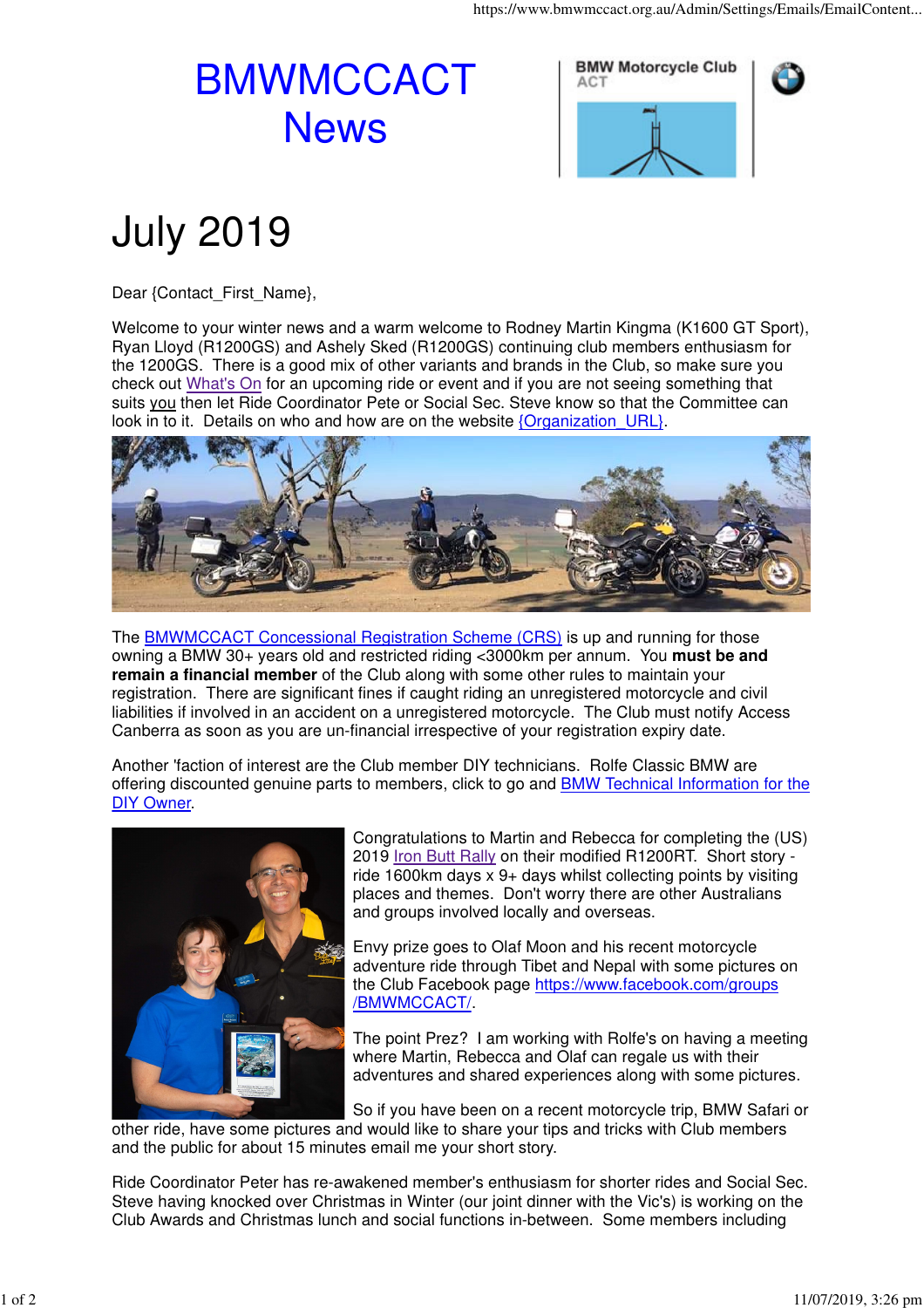# BMWMCCACT News

BMW Motorcycle Club ACT

## July 2019

Dear {Contact_First_Name},

Welcome to your winter news and a warm welcome to Rodney Martin Kingma (K1600 GT Sport), Ryan Lloyd (R1200GS) and Ashely Sked (R1200GS) continuing club members enthusiasm for the 1200GS. There is a good mix of other variants and brands in the Club, so make sure you check out What's On for an upcoming ride or event and if you are not seeing something that suits you then let Ride Coordinator Pete or Social Sec. Steve know so that the Committee can look in to it. Details on who and how are on the website {Organization_URL}.

The BMWMCCACT Concessional Registration Scheme (CRS) is up and running for those owning a BMW 30+ years old and restricted riding <3000km per annum. You **must be and remain a financial member** of the Club along with some other rules to maintain your registration. There are significant fines if caught riding an unregistered motorcycle and civil liabilities if involved in an accident on a unregistered motorcycle. The Club must notify Access Canberra as soon as you are un-financial irrespective of your registration expiry date.

Another 'faction of interest are the Club member DIY technicians. Rolfe Classic BMW are offering discounted genuine parts to members, click to go and BMW Technical Information for the DIY Owner.

Congratulations to Martin and Rebecca for completing the (US) 2019 Iron Butt Rally on their modified R1200RT. Short story - ride 1600km days x 9+ days whilst collecting points by visiting places and themes. Don't worry there are other Australians and groups involved locally and overseas.

Envy prize goes to Olaf Moon and his recent motorcycle adventure ride through Tibet and Nepal with some pictures on the Club Facebook page https://www.facebook.com/groups/BMWMCCACT/.

The point Prez? I am working with Rolfe's on having a meeting where Martin, Rebecca and Olaf can regale us with their adventures and shared experiences along with some pictures.

So if you have been on a recent motorcycle trip, BMW Safari or other ride, have some pictures and would like to share your tips and tricks with Club members and the public for about 15 minutes email me your short story.

Ride Coordinator Peter has re-awakened member's enthusiasm for shorter rides and Social Sec. Steve having knocked over Christmas in Winter (our joint dinner with the Vic's) is working on the Club Awards and Christmas lunch and social functions in-between. Some members including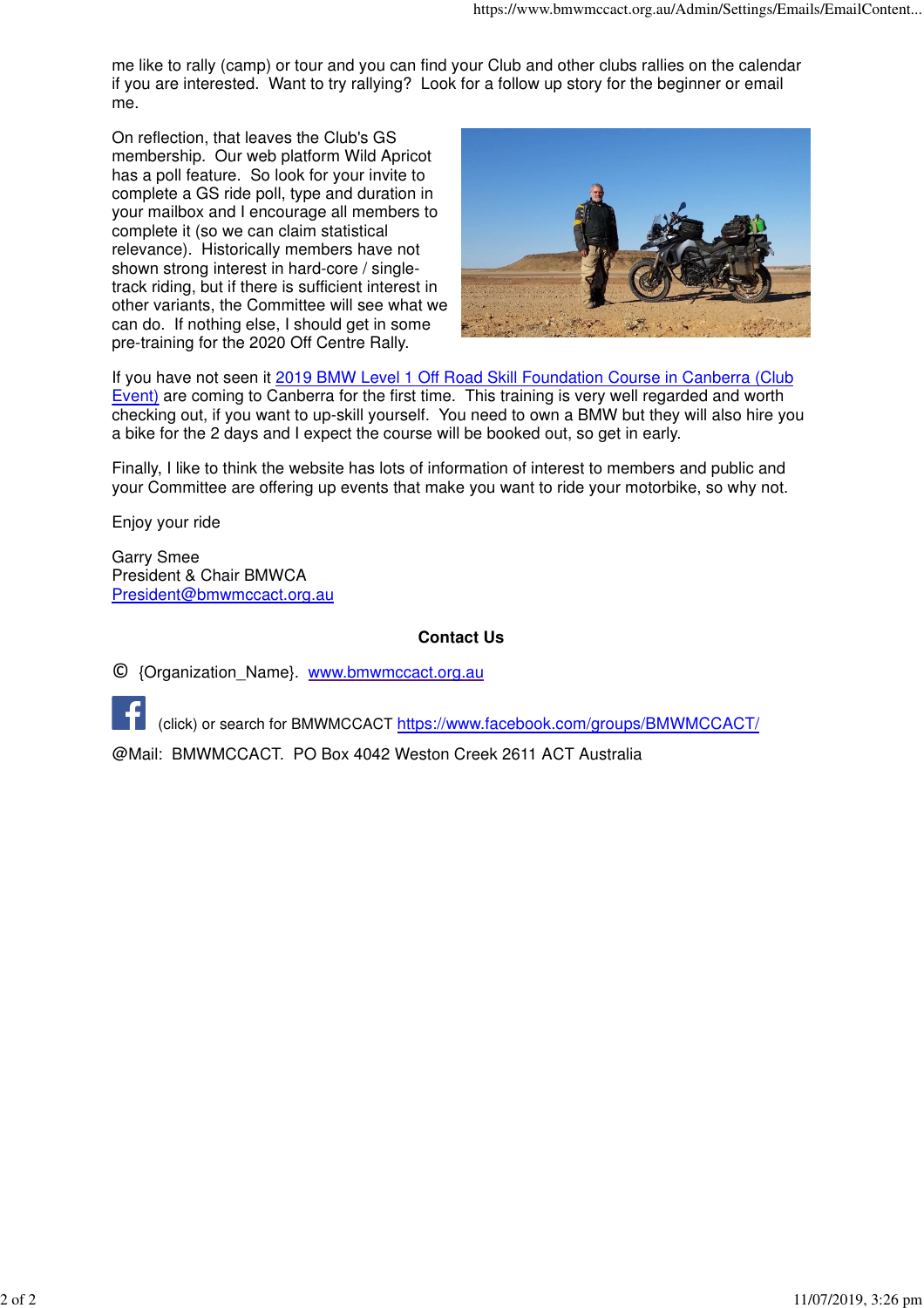me like to rally (camp) or tour and you can find your Club and other clubs rallies on the calendar if you are interested. Want to try rallying? Look for a follow up story for the beginner or email me.

On reflection, that leaves the Club's GS membership. Our web platform Wild Apricot has a poll feature. So look for your invite to complete a GS ride poll, type and duration in your mailbox and I encourage all members to complete it (so we can claim statistical relevance). Historically members have not shown strong interest in hard-core / single-track riding, but if there is sufficient interest in other variants, the Committee will see what we can do. If nothing else, I should get in some pre-training for the 2020 Off Centre Rally.

If you have not seen it 2019 BMW Level 1 Off Road Skill Foundation Course in Canberra (Club Event) are coming to Canberra for the first time. This training is very well regarded and worth checking out, if you want to up-skill yourself. You need to own a BMW but they will also hire you a bike for the 2 days and I expect the course will be booked out, so get in early.

Finally, I like to think the website has lots of information of interest to members and public and your Committee are offering up events that make you want to ride your motorbike, so why not.

Enjoy your ride

Garry Smee
President & Chair BMWCA
President@bmwmccact.org.au

**Contact Us**

© {Organization_Name}. www.bmwmccact.org.au

(click) or search for BMWMCCACT https://www.facebook.com/groups/BMWMCCACT/

@Mail: BMWMCCACT. PO Box 4042 Weston Creek 2611 ACT Australia